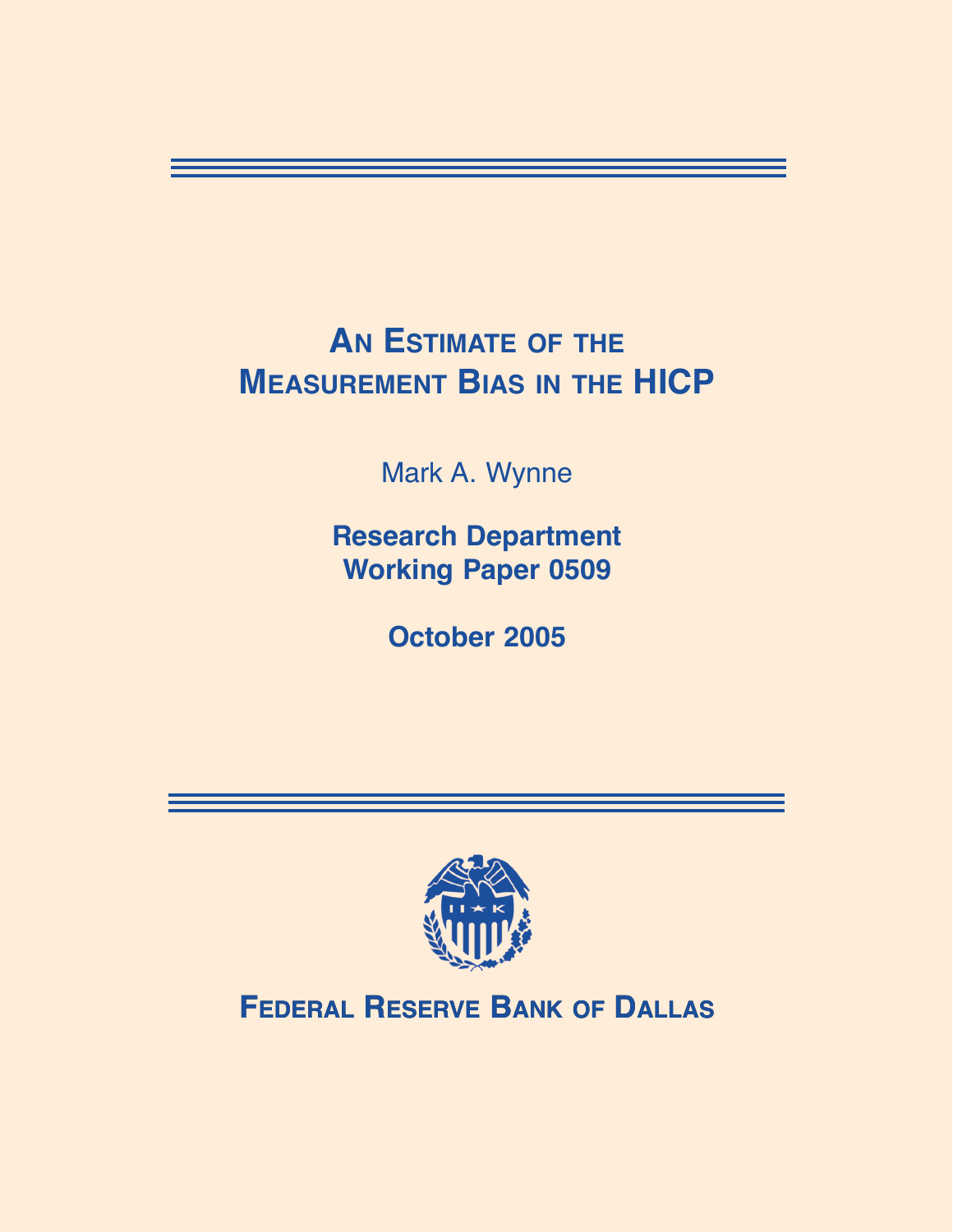# An Estimate of the Measurement Bias in the HICP

Mark A. Wynne

**Research Department**
**Working Paper 0509**

**October 2005**

**Federal Reserve Bank of Dallas**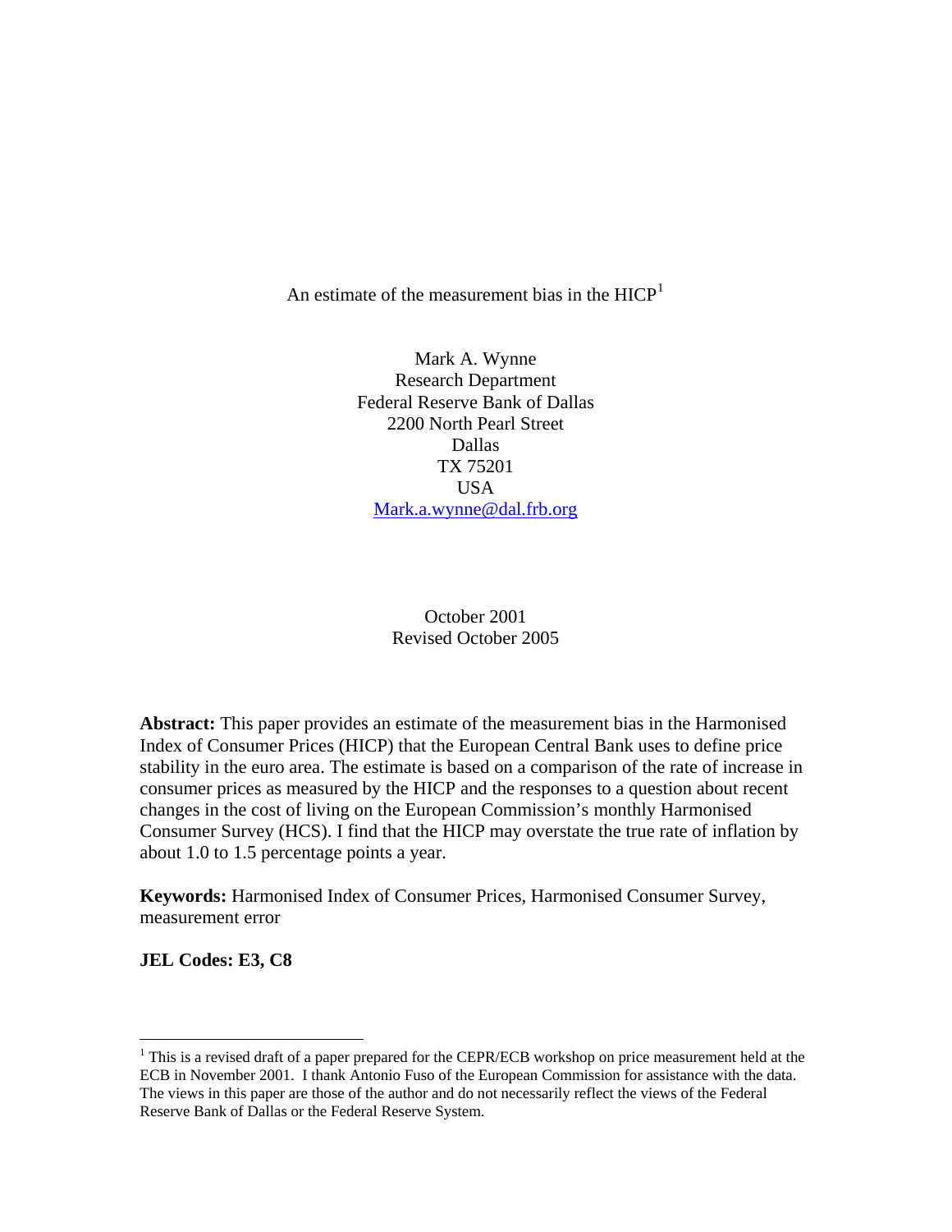# An estimate of the measurement bias in the HICP[1]

Mark A. Wynne
Research Department
Federal Reserve Bank of Dallas
2200 North Pearl Street
Dallas
TX 75201
USA
Mark.a.wynne@dal.frb.org

October 2001
Revised October 2005

**Abstract:** This paper provides an estimate of the measurement bias in the Harmonised Index of Consumer Prices (HICP) that the European Central Bank uses to define price stability in the euro area. The estimate is based on a comparison of the rate of increase in consumer prices as measured by the HICP and the responses to a question about recent changes in the cost of living on the European Commission's monthly Harmonised Consumer Survey (HCS). I find that the HICP may overstate the true rate of inflation by about 1.0 to 1.5 percentage points a year.

**Keywords:** Harmonised Index of Consumer Prices, Harmonised Consumer Survey, measurement error

**JEL Codes: E3, C8**

[1] This is a revised draft of a paper prepared for the CEPR/ECB workshop on price measurement held at the ECB in November 2001. I thank Antonio Fuso of the European Commission for assistance with the data. The views in this paper are those of the author and do not necessarily reflect the views of the Federal Reserve Bank of Dallas or the Federal Reserve System.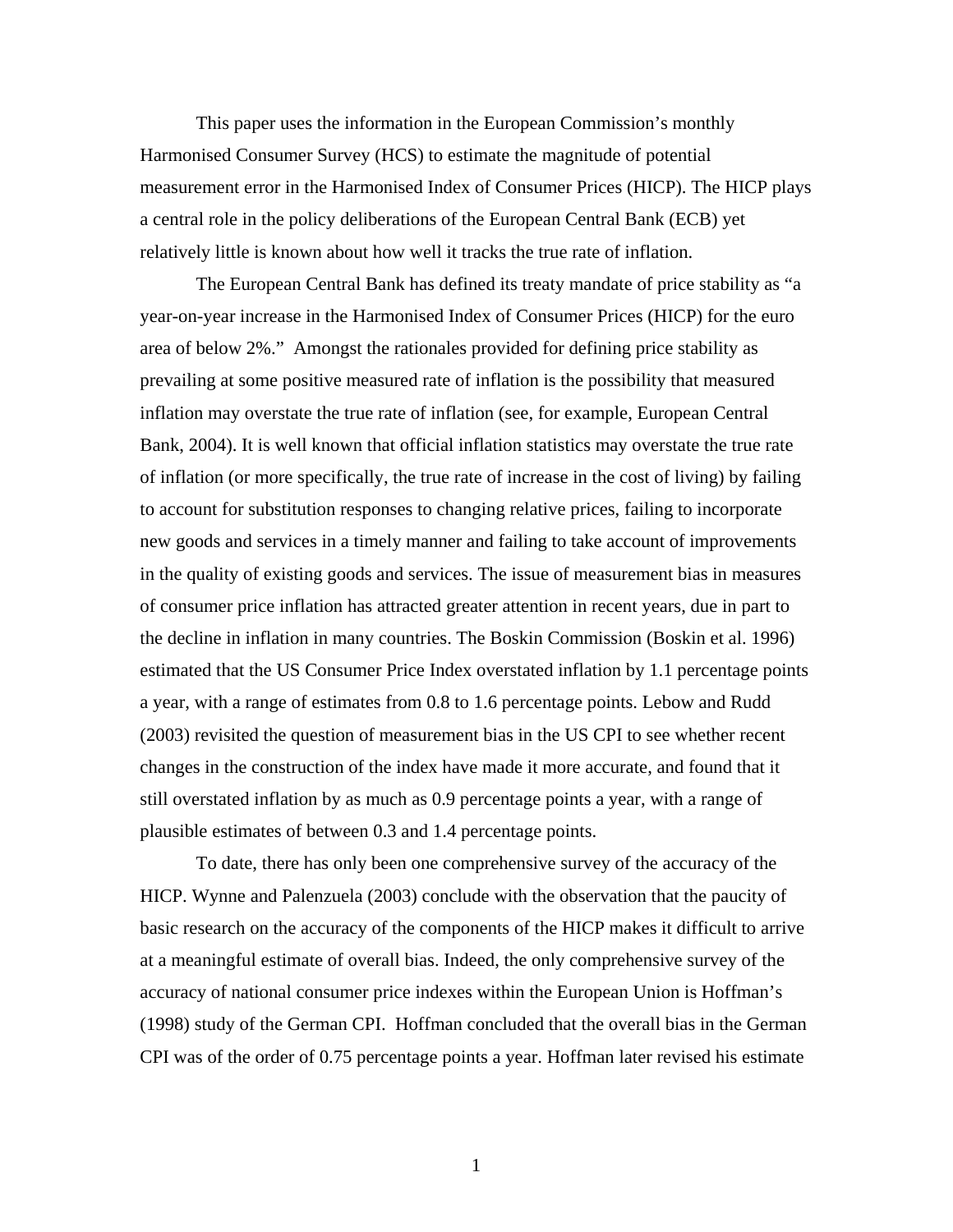This paper uses the information in the European Commission's monthly Harmonised Consumer Survey (HCS) to estimate the magnitude of potential measurement error in the Harmonised Index of Consumer Prices (HICP). The HICP plays a central role in the policy deliberations of the European Central Bank (ECB) yet relatively little is known about how well it tracks the true rate of inflation.

The European Central Bank has defined its treaty mandate of price stability as "a year-on-year increase in the Harmonised Index of Consumer Prices (HICP) for the euro area of below 2%." Amongst the rationales provided for defining price stability as prevailing at some positive measured rate of inflation is the possibility that measured inflation may overstate the true rate of inflation (see, for example, European Central Bank, 2004). It is well known that official inflation statistics may overstate the true rate of inflation (or more specifically, the true rate of increase in the cost of living) by failing to account for substitution responses to changing relative prices, failing to incorporate new goods and services in a timely manner and failing to take account of improvements in the quality of existing goods and services. The issue of measurement bias in measures of consumer price inflation has attracted greater attention in recent years, due in part to the decline in inflation in many countries. The Boskin Commission (Boskin et al. 1996) estimated that the US Consumer Price Index overstated inflation by 1.1 percentage points a year, with a range of estimates from 0.8 to 1.6 percentage points. Lebow and Rudd (2003) revisited the question of measurement bias in the US CPI to see whether recent changes in the construction of the index have made it more accurate, and found that it still overstated inflation by as much as 0.9 percentage points a year, with a range of plausible estimates of between 0.3 and 1.4 percentage points.

To date, there has only been one comprehensive survey of the accuracy of the HICP. Wynne and Palenzuela (2003) conclude with the observation that the paucity of basic research on the accuracy of the components of the HICP makes it difficult to arrive at a meaningful estimate of overall bias. Indeed, the only comprehensive survey of the accuracy of national consumer price indexes within the European Union is Hoffman's (1998) study of the German CPI. Hoffman concluded that the overall bias in the German CPI was of the order of 0.75 percentage points a year. Hoffman later revised his estimate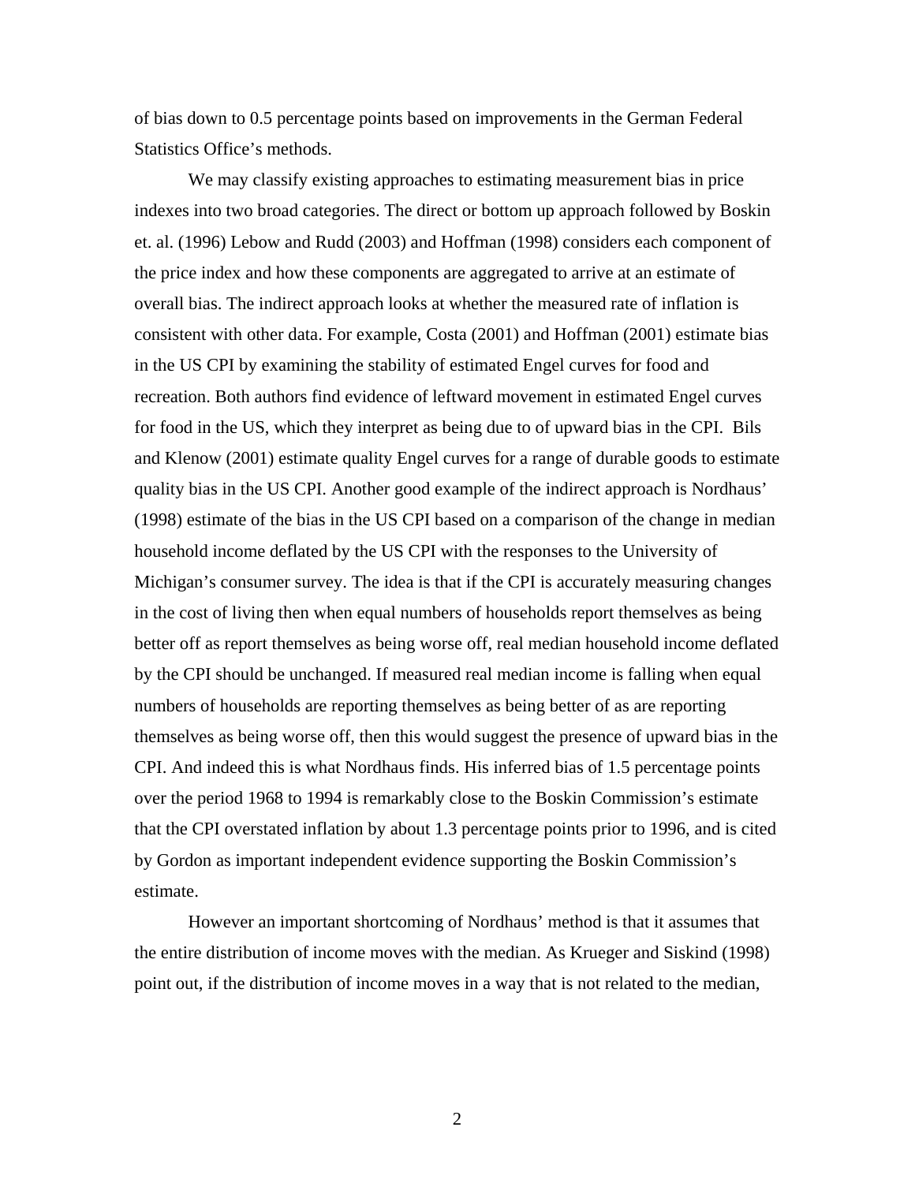of bias down to 0.5 percentage points based on improvements in the German Federal Statistics Office's methods.

We may classify existing approaches to estimating measurement bias in price indexes into two broad categories. The direct or bottom up approach followed by Boskin et. al. (1996) Lebow and Rudd (2003) and Hoffman (1998) considers each component of the price index and how these components are aggregated to arrive at an estimate of overall bias. The indirect approach looks at whether the measured rate of inflation is consistent with other data. For example, Costa (2001) and Hoffman (2001) estimate bias in the US CPI by examining the stability of estimated Engel curves for food and recreation. Both authors find evidence of leftward movement in estimated Engel curves for food in the US, which they interpret as being due to of upward bias in the CPI. Bils and Klenow (2001) estimate quality Engel curves for a range of durable goods to estimate quality bias in the US CPI. Another good example of the indirect approach is Nordhaus' (1998) estimate of the bias in the US CPI based on a comparison of the change in median household income deflated by the US CPI with the responses to the University of Michigan's consumer survey. The idea is that if the CPI is accurately measuring changes in the cost of living then when equal numbers of households report themselves as being better off as report themselves as being worse off, real median household income deflated by the CPI should be unchanged. If measured real median income is falling when equal numbers of households are reporting themselves as being better of as are reporting themselves as being worse off, then this would suggest the presence of upward bias in the CPI. And indeed this is what Nordhaus finds. His inferred bias of 1.5 percentage points over the period 1968 to 1994 is remarkably close to the Boskin Commission's estimate that the CPI overstated inflation by about 1.3 percentage points prior to 1996, and is cited by Gordon as important independent evidence supporting the Boskin Commission's estimate.

However an important shortcoming of Nordhaus' method is that it assumes that the entire distribution of income moves with the median. As Krueger and Siskind (1998) point out, if the distribution of income moves in a way that is not related to the median,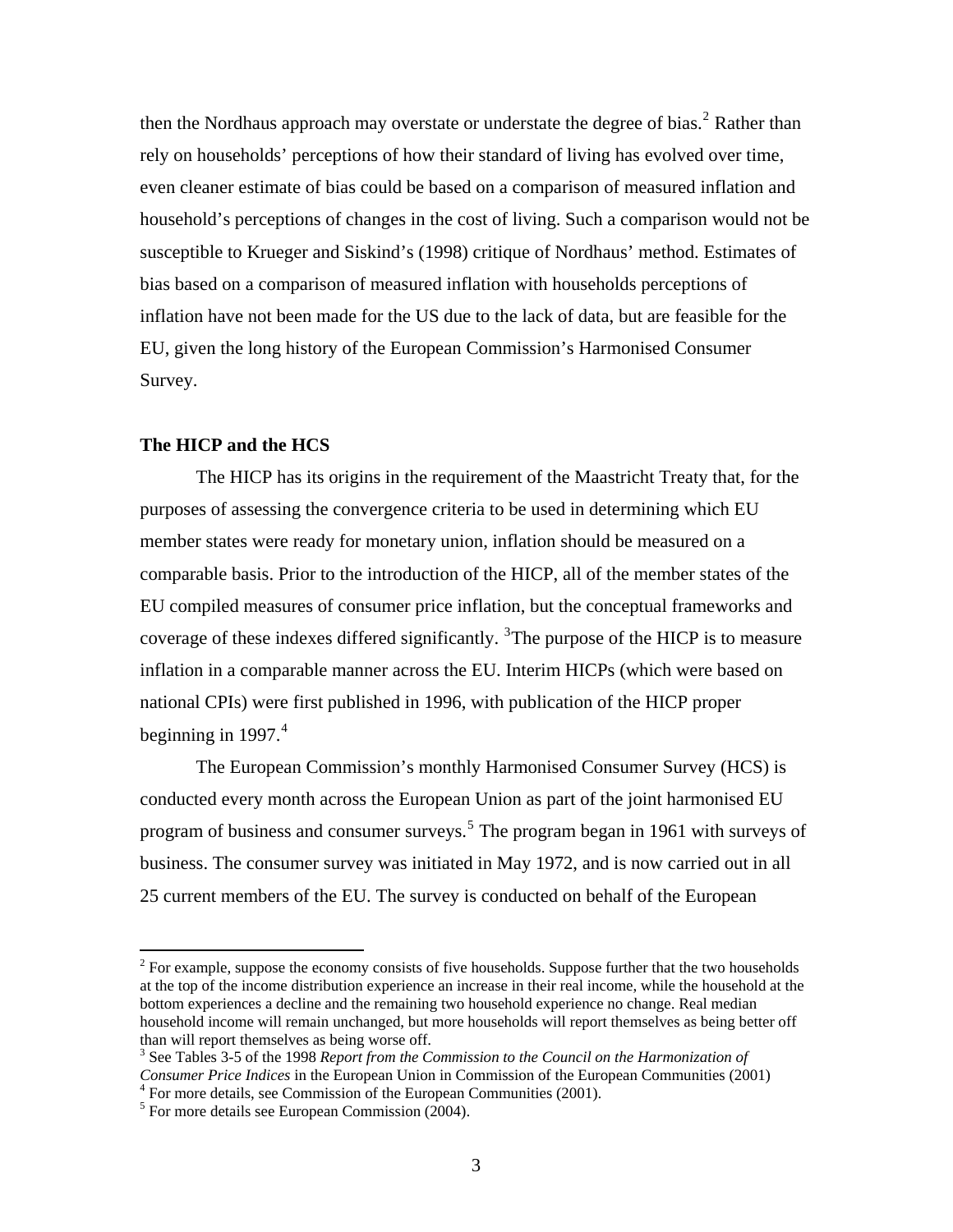then the Nordhaus approach may overstate or understate the degree of bias.[2] Rather than rely on households' perceptions of how their standard of living has evolved over time, even cleaner estimate of bias could be based on a comparison of measured inflation and household's perceptions of changes in the cost of living. Such a comparison would not be susceptible to Krueger and Siskind's (1998) critique of Nordhaus' method. Estimates of bias based on a comparison of measured inflation with households perceptions of inflation have not been made for the US due to the lack of data, but are feasible for the EU, given the long history of the European Commission's Harmonised Consumer Survey.

**The HICP and the HCS**

The HICP has its origins in the requirement of the Maastricht Treaty that, for the purposes of assessing the convergence criteria to be used in determining which EU member states were ready for monetary union, inflation should be measured on a comparable basis. Prior to the introduction of the HICP, all of the member states of the EU compiled measures of consumer price inflation, but the conceptual frameworks and coverage of these indexes differed significantly. [3]The purpose of the HICP is to measure inflation in a comparable manner across the EU. Interim HICPs (which were based on national CPIs) were first published in 1996, with publication of the HICP proper beginning in 1997.[4]

The European Commission's monthly Harmonised Consumer Survey (HCS) is conducted every month across the European Union as part of the joint harmonised EU program of business and consumer surveys.[5] The program began in 1961 with surveys of business. The consumer survey was initiated in May 1972, and is now carried out in all 25 current members of the EU. The survey is conducted on behalf of the European

---

[2] For example, suppose the economy consists of five households. Suppose further that the two households at the top of the income distribution experience an increase in their real income, while the household at the bottom experiences a decline and the remaining two household experience no change. Real median household income will remain unchanged, but more households will report themselves as being better off than will report themselves as being worse off.

[3] See Tables 3-5 of the 1998 *Report from the Commission to the Council on the Harmonization of Consumer Price Indices* in the European Union in Commission of the European Communities (2001)

[4] For more details, see Commission of the European Communities (2001).

[5] For more details see European Commission (2004).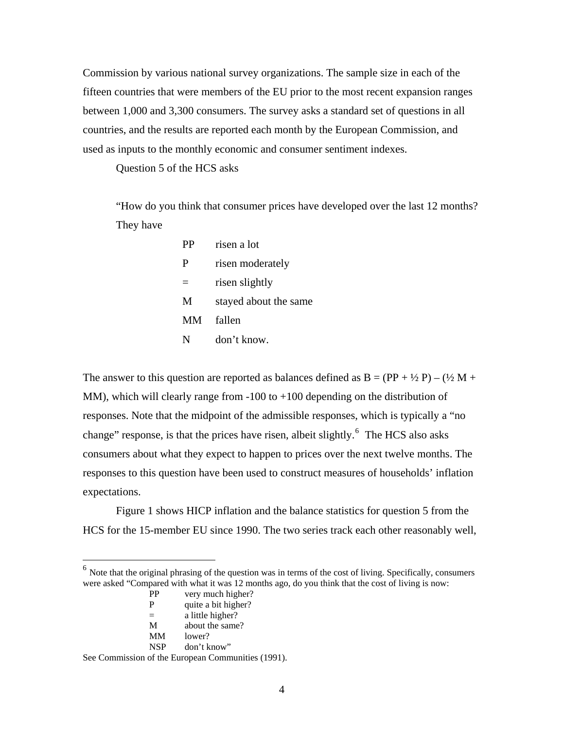Commission by various national survey organizations. The sample size in each of the fifteen countries that were members of the EU prior to the most recent expansion ranges between 1,000 and 3,300 consumers. The survey asks a standard set of questions in all countries, and the results are reported each month by the European Commission, and used as inputs to the monthly economic and consumer sentiment indexes.

Question 5 of the HCS asks

> "How do you think that consumer prices have developed over the last 12 months? They have
>
> | | |
> |---|---|
> | PP | risen a lot |
> | P | risen moderately |
> | = | risen slightly |
> | M | stayed about the same |
> | MM | fallen |
> | N | don't know. |

The answer to this question are reported as balances defined as B = (PP + ½ P) – (½ M + MM), which will clearly range from -100 to +100 depending on the distribution of responses. Note that the midpoint of the admissible responses, which is typically a "no change" response, is that the prices have risen, albeit slightly.[6] The HCS also asks consumers about what they expect to happen to prices over the next twelve months. The responses to this question have been used to construct measures of households' inflation expectations.

Figure 1 shows HICP inflation and the balance statistics for question 5 from the HCS for the 15-member EU since 1990. The two series track each other reasonably well,

---

[6] Note that the original phrasing of the question was in terms of the cost of living. Specifically, consumers were asked "Compared with what it was 12 months ago, do you think that the cost of living is now:

| | |
|---|---|
| PP | very much higher? |
| P | quite a bit higher? |
| = | a little higher? |
| M | about the same? |
| MM | lower? |
| NSP | don't know" |

See Commission of the European Communities (1991).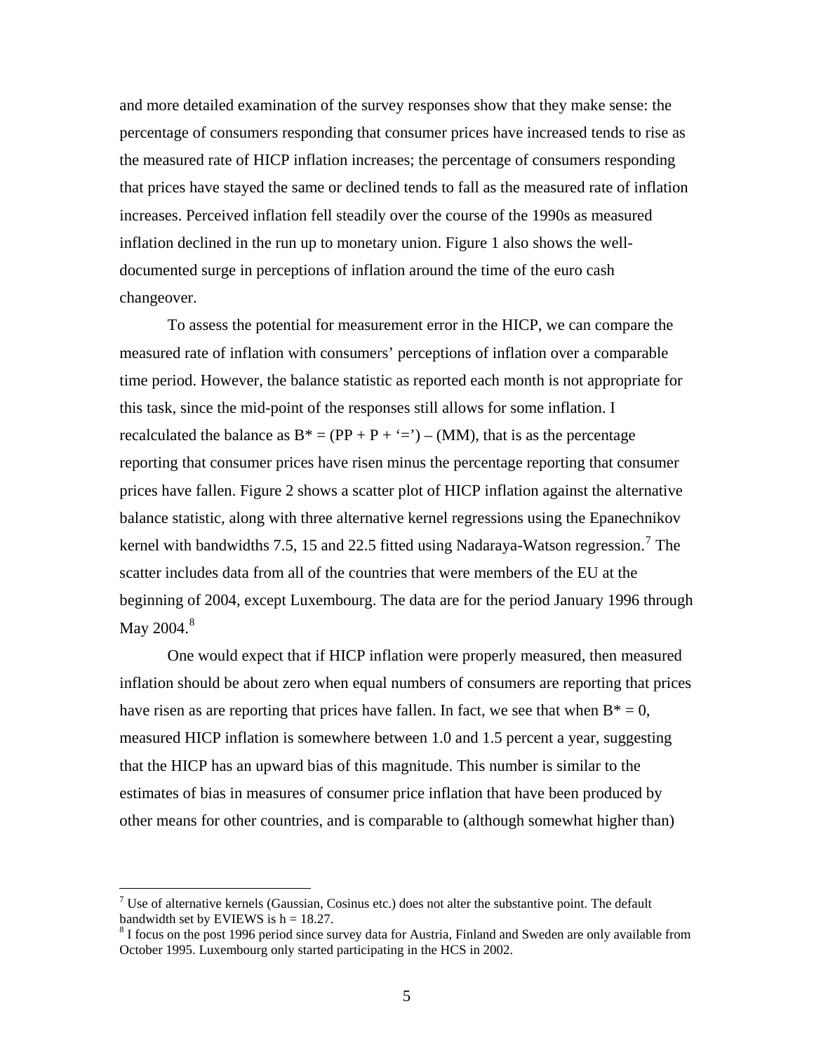and more detailed examination of the survey responses show that they make sense: the percentage of consumers responding that consumer prices have increased tends to rise as the measured rate of HICP inflation increases; the percentage of consumers responding that prices have stayed the same or declined tends to fall as the measured rate of inflation increases. Perceived inflation fell steadily over the course of the 1990s as measured inflation declined in the run up to monetary union. Figure 1 also shows the well-documented surge in perceptions of inflation around the time of the euro cash changeover.

To assess the potential for measurement error in the HICP, we can compare the measured rate of inflation with consumers' perceptions of inflation over a comparable time period. However, the balance statistic as reported each month is not appropriate for this task, since the mid-point of the responses still allows for some inflation. I recalculated the balance as $B^* = (PP + P + \text{`='}) - (MM)$, that is as the percentage reporting that consumer prices have risen minus the percentage reporting that consumer prices have fallen. Figure 2 shows a scatter plot of HICP inflation against the alternative balance statistic, along with three alternative kernel regressions using the Epanechnikov kernel with bandwidths 7.5, 15 and 22.5 fitted using Nadaraya-Watson regression.[7] The scatter includes data from all of the countries that were members of the EU at the beginning of 2004, except Luxembourg. The data are for the period January 1996 through May 2004.[8]

One would expect that if HICP inflation were properly measured, then measured inflation should be about zero when equal numbers of consumers are reporting that prices have risen as are reporting that prices have fallen. In fact, we see that when $B^* = 0$, measured HICP inflation is somewhere between 1.0 and 1.5 percent a year, suggesting that the HICP has an upward bias of this magnitude. This number is similar to the estimates of bias in measures of consumer price inflation that have been produced by other means for other countries, and is comparable to (although somewhat higher than)

---

[7] Use of alternative kernels (Gaussian, Cosinus etc.) does not alter the substantive point. The default bandwidth set by EVIEWS is $h = 18.27$.

[8] I focus on the post 1996 period since survey data for Austria, Finland and Sweden are only available from October 1995. Luxembourg only started participating in the HCS in 2002.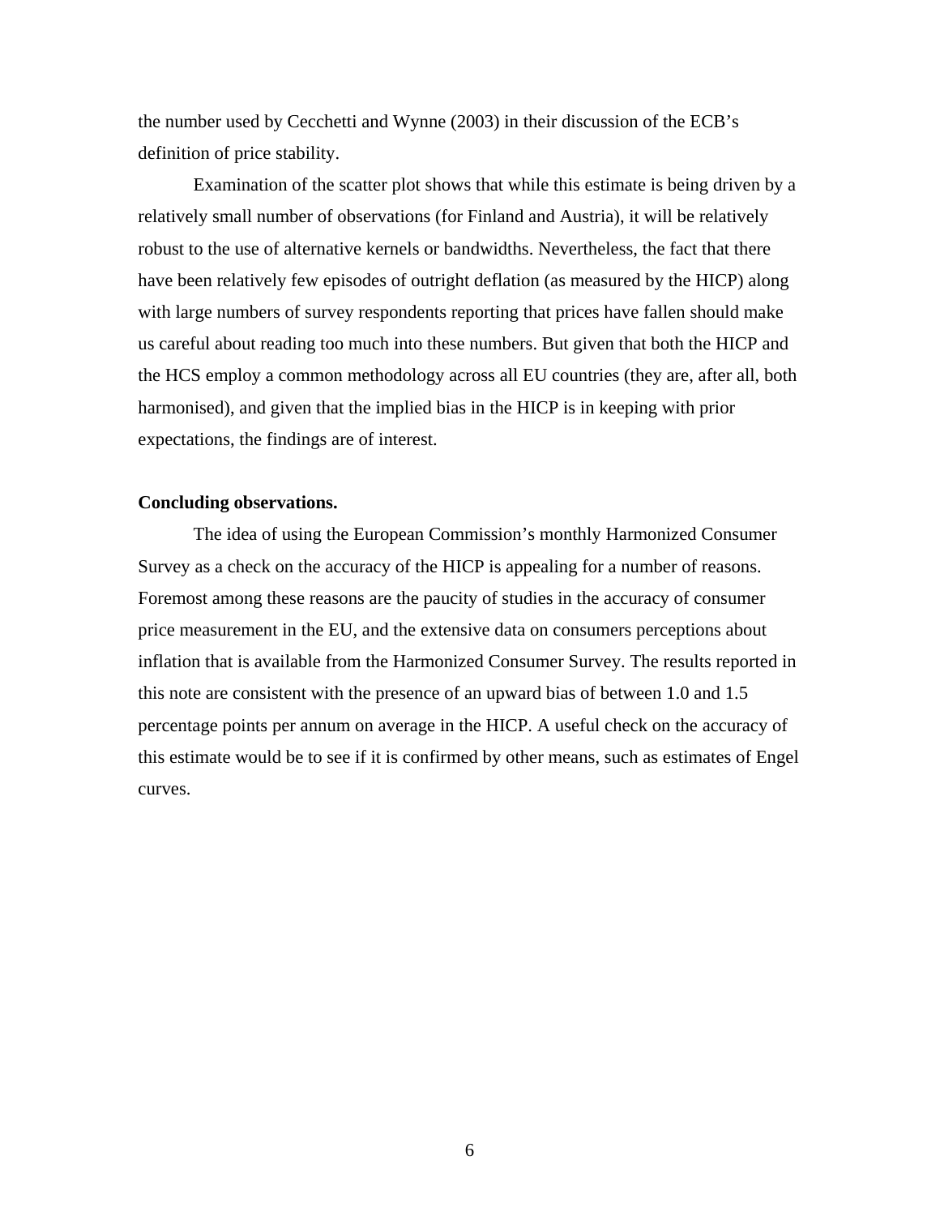the number used by Cecchetti and Wynne (2003) in their discussion of the ECB's definition of price stability.

Examination of the scatter plot shows that while this estimate is being driven by a relatively small number of observations (for Finland and Austria), it will be relatively robust to the use of alternative kernels or bandwidths. Nevertheless, the fact that there have been relatively few episodes of outright deflation (as measured by the HICP) along with large numbers of survey respondents reporting that prices have fallen should make us careful about reading too much into these numbers. But given that both the HICP and the HCS employ a common methodology across all EU countries (they are, after all, both harmonised), and given that the implied bias in the HICP is in keeping with prior expectations, the findings are of interest.

**Concluding observations.**

The idea of using the European Commission's monthly Harmonized Consumer Survey as a check on the accuracy of the HICP is appealing for a number of reasons. Foremost among these reasons are the paucity of studies in the accuracy of consumer price measurement in the EU, and the extensive data on consumers perceptions about inflation that is available from the Harmonized Consumer Survey. The results reported in this note are consistent with the presence of an upward bias of between 1.0 and 1.5 percentage points per annum on average in the HICP. A useful check on the accuracy of this estimate would be to see if it is confirmed by other means, such as estimates of Engel curves.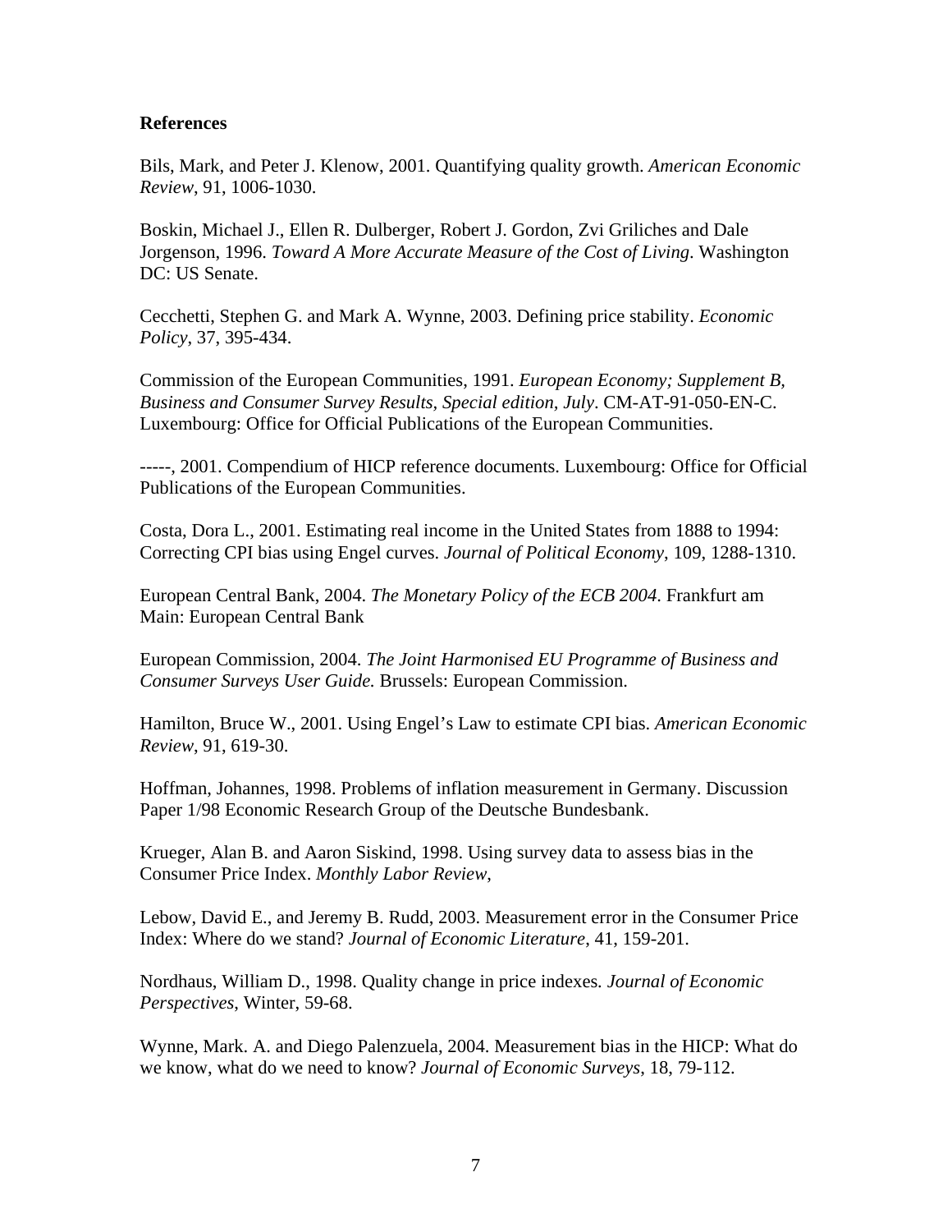**References**

Bils, Mark, and Peter J. Klenow, 2001. Quantifying quality growth. *American Economic Review*, 91, 1006-1030.

Boskin, Michael J., Ellen R. Dulberger, Robert J. Gordon, Zvi Griliches and Dale Jorgenson, 1996. *Toward A More Accurate Measure of the Cost of Living*. Washington DC: US Senate.

Cecchetti, Stephen G. and Mark A. Wynne, 2003. Defining price stability. *Economic Policy*, 37, 395-434.

Commission of the European Communities, 1991. *European Economy; Supplement B, Business and Consumer Survey Results, Special edition, July*. CM-AT-91-050-EN-C. Luxembourg: Office for Official Publications of the European Communities.

-----, 2001. Compendium of HICP reference documents. Luxembourg: Office for Official Publications of the European Communities.

Costa, Dora L., 2001. Estimating real income in the United States from 1888 to 1994: Correcting CPI bias using Engel curves. *Journal of Political Economy*, 109, 1288-1310.

European Central Bank, 2004. *The Monetary Policy of the ECB 2004*. Frankfurt am Main: European Central Bank

European Commission, 2004. *The Joint Harmonised EU Programme of Business and Consumer Surveys User Guide.* Brussels: European Commission.

Hamilton, Bruce W., 2001. Using Engel's Law to estimate CPI bias. *American Economic Review*, 91, 619-30.

Hoffman, Johannes, 1998. Problems of inflation measurement in Germany. Discussion Paper 1/98 Economic Research Group of the Deutsche Bundesbank.

Krueger, Alan B. and Aaron Siskind, 1998. Using survey data to assess bias in the Consumer Price Index. *Monthly Labor Review*,

Lebow, David E., and Jeremy B. Rudd, 2003. Measurement error in the Consumer Price Index: Where do we stand? *Journal of Economic Literature*, 41, 159-201.

Nordhaus, William D., 1998. Quality change in price indexes. *Journal of Economic Perspectives*, Winter, 59-68.

Wynne, Mark. A. and Diego Palenzuela, 2004. Measurement bias in the HICP: What do we know, what do we need to know? *Journal of Economic Surveys*, 18, 79-112.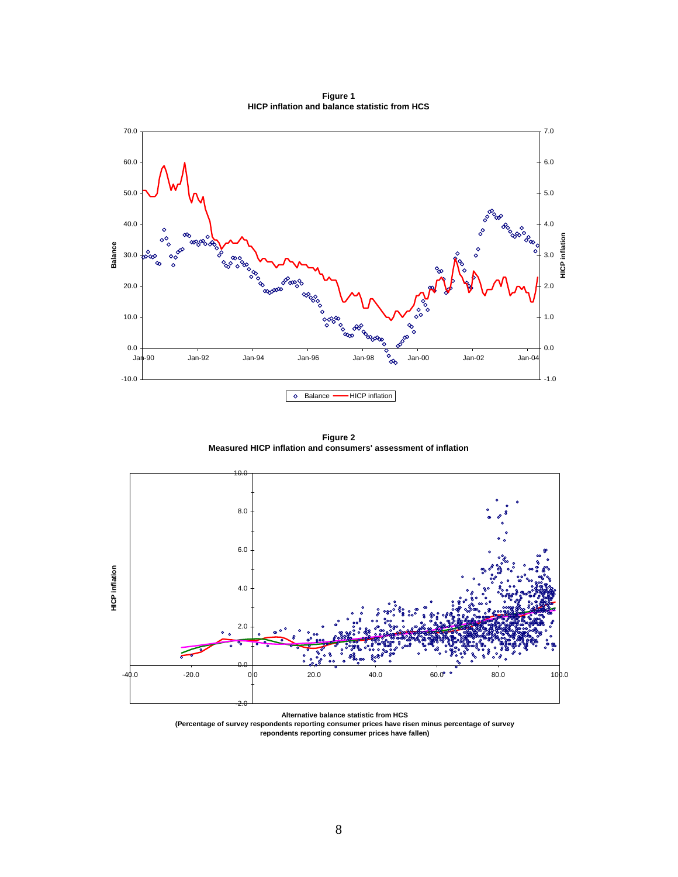**Figure 1**
**HICP inflation and balance statistic from HCS**

70.0
60.0
50.0
40.0
30.0
20.0
10.0
0.0
-10.0

Balance

7.0
6.0
5.0
4.0
3.0
2.0
1.0
0.0
-1.0

HICP inflation

Jan-90
Jan-92
Jan-94
Jan-96
Jan-98
Jan-00
Jan-02
Jan-04

Balance
HICP inflation

**Figure 2**
**Measured HICP inflation and consumers' assessment of inflation**

10.0
8.0
6.0
4.0
2.0
0.0
-2.0

HICP inflation

-40.0
-20.0
0.0
20.0
40.0
60.0
80.0
100.0

**Alternative balance statistic from HCS**
**(Percentage of survey respondents reporting consumer prices have risen minus percentage of survey repondents reporting consumer prices have fallen)**